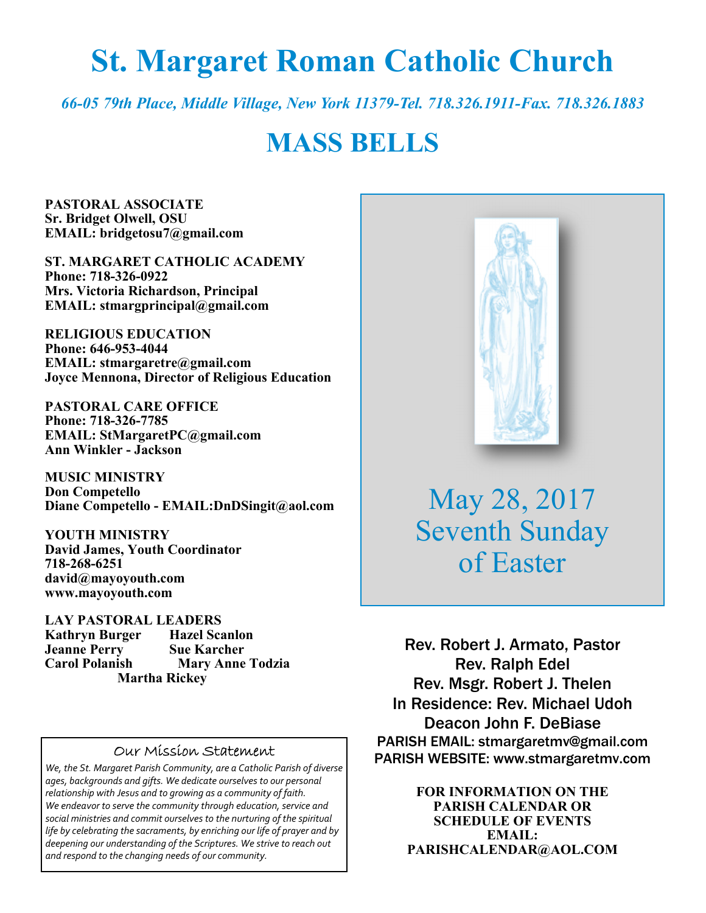# St. Margaret Roman Catholic Church

*66-05 79th Place, Middle Village, New York 11379-Tel. 718.326.1911-Fax. 718.326.1883*

# MASS BELLS

**PASTORAL ASSOCIATE**
**Sr. Bridget Olwell, OSU**
**EMAIL: bridgetosu7@gmail.com**

**ST. MARGARET CATHOLIC ACADEMY**
**Phone: 718-326-0922**
**Mrs. Victoria Richardson, Principal**
**EMAIL: stmargprincipal@gmail.com**

**RELIGIOUS EDUCATION**
**Phone: 646-953-4044**
**EMAIL: stmargaretre@gmail.com**
**Joyce Mennona, Director of Religious Education**

**PASTORAL CARE OFFICE**
**Phone: 718-326-7785**
**EMAIL: StMargaretPC@gmail.com**
**Ann Winkler - Jackson**

**MUSIC MINISTRY**
**Don Competello**
**Diane Competello - EMAIL:DnDSingit@aol.com**

**YOUTH MINISTRY**
**David James, Youth Coordinator**
**718-268-6251**
**david@mayoyouth.com**
**www.mayoyouth.com**

**LAY PASTORAL LEADERS**
**Kathryn Burger** **Hazel Scanlon**
**Jeanne Perry** **Sue Karcher**
**Carol Polanish** **Mary Anne Todzia**
**Martha Rickey**

May 28, 2017
Seventh Sunday of Easter

Rev. Robert J. Armato, Pastor
Rev. Ralph Edel
Rev. Msgr. Robert J. Thelen
In Residence: Rev. Michael Udoh
Deacon John F. DeBiase
PARISH EMAIL: stmargaretmv@gmail.com
PARISH WEBSITE: www.stmargaretmv.com

**FOR INFORMATION ON THE PARISH CALENDAR OR SCHEDULE OF EVENTS EMAIL: PARISHCALENDAR@AOL.COM**

## Our Mission Statement

*We, the St. Margaret Parish Community, are a Catholic Parish of diverse ages, backgrounds and gifts. We dedicate ourselves to our personal relationship with Jesus and to growing as a community of faith. We endeavor to serve the community through education, service and social ministries and commit ourselves to the nurturing of the spiritual life by celebrating the sacraments, by enriching our life of prayer and by deepening our understanding of the Scriptures. We strive to reach out and respond to the changing needs of our community.*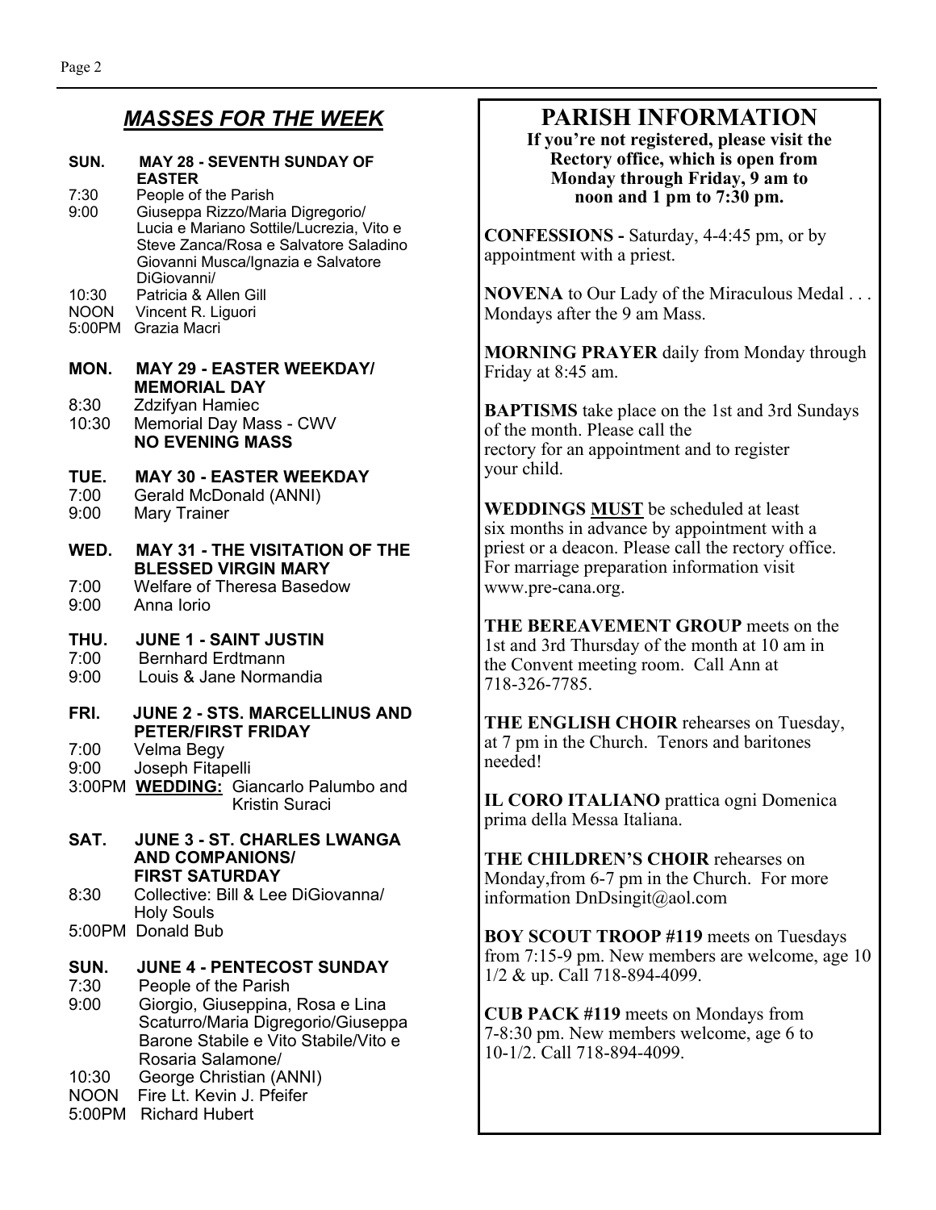## *MASSES FOR THE WEEK*

**SUN. MAY 28 - SEVENTH SUNDAY OF EASTER**
7:30 People of the Parish
9:00 Giuseppa Rizzo/Maria Digregorio/ Lucia e Mariano Sottile/Lucrezia, Vito e Steve Zanca/Rosa e Salvatore Saladino Giovanni Musca/Ignazia e Salvatore DiGiovanni/
10:30 Patricia & Allen Gill
NOON Vincent R. Liguori
5:00PM Grazia Macri

**MON. MAY 29 - EASTER WEEKDAY/ MEMORIAL DAY**
8:30 Zdzifyan Hamiec
10:30 Memorial Day Mass - CWV
**NO EVENING MASS**

**TUE. MAY 30 - EASTER WEEKDAY**
7:00 Gerald McDonald (ANNI)
9:00 Mary Trainer

**WED. MAY 31 - THE VISITATION OF THE BLESSED VIRGIN MARY**
7:00 Welfare of Theresa Basedow
9:00 Anna Iorio

**THU. JUNE 1 - SAINT JUSTIN**
7:00 Bernhard Erdtmann
9:00 Louis & Jane Normandia

**FRI. JUNE 2 - STS. MARCELLINUS AND PETER/FIRST FRIDAY**
7:00 Velma Begy
9:00 Joseph Fitapelli
3:00PM **WEDDING:** Giancarlo Palumbo and Kristin Suraci

**SAT. JUNE 3 - ST. CHARLES LWANGA AND COMPANIONS/ FIRST SATURDAY**
8:30 Collective: Bill & Lee DiGiovanna/ Holy Souls
5:00PM Donald Bub

**SUN. JUNE 4 - PENTECOST SUNDAY**
7:30 People of the Parish
9:00 Giorgio, Giuseppina, Rosa e Lina Scaturro/Maria Digregorio/Giuseppa Barone Stabile e Vito Stabile/Vito e Rosaria Salamone/
10:30 George Christian (ANNI)
NOON Fire Lt. Kevin J. Pfeifer
5:00PM Richard Hubert

## PARISH INFORMATION

**If you're not registered, please visit the Rectory office, which is open from Monday through Friday, 9 am to noon and 1 pm to 7:30 pm.**

**CONFESSIONS -** Saturday, 4-4:45 pm, or by appointment with a priest.

**NOVENA** to Our Lady of the Miraculous Medal . . . Mondays after the 9 am Mass.

**MORNING PRAYER** daily from Monday through Friday at 8:45 am.

**BAPTISMS** take place on the 1st and 3rd Sundays of the month. Please call the rectory for an appointment and to register your child.

**WEDDINGS MUST** be scheduled at least six months in advance by appointment with a priest or a deacon. Please call the rectory office. For marriage preparation information visit www.pre-cana.org.

**THE BEREAVEMENT GROUP** meets on the 1st and 3rd Thursday of the month at 10 am in the Convent meeting room. Call Ann at 718-326-7785.

**THE ENGLISH CHOIR** rehearses on Tuesday, at 7 pm in the Church. Tenors and baritones needed!

**IL CORO ITALIANO** prattica ogni Domenica prima della Messa Italiana.

**THE CHILDREN'S CHOIR** rehearses on Monday,from 6-7 pm in the Church. For more information DnDsingit@aol.com

**BOY SCOUT TROOP #119** meets on Tuesdays from 7:15-9 pm. New members are welcome, age 10 1/2 & up. Call 718-894-4099.

**CUB PACK #119** meets on Mondays from 7-8:30 pm. New members welcome, age 6 to 10-1/2. Call 718-894-4099.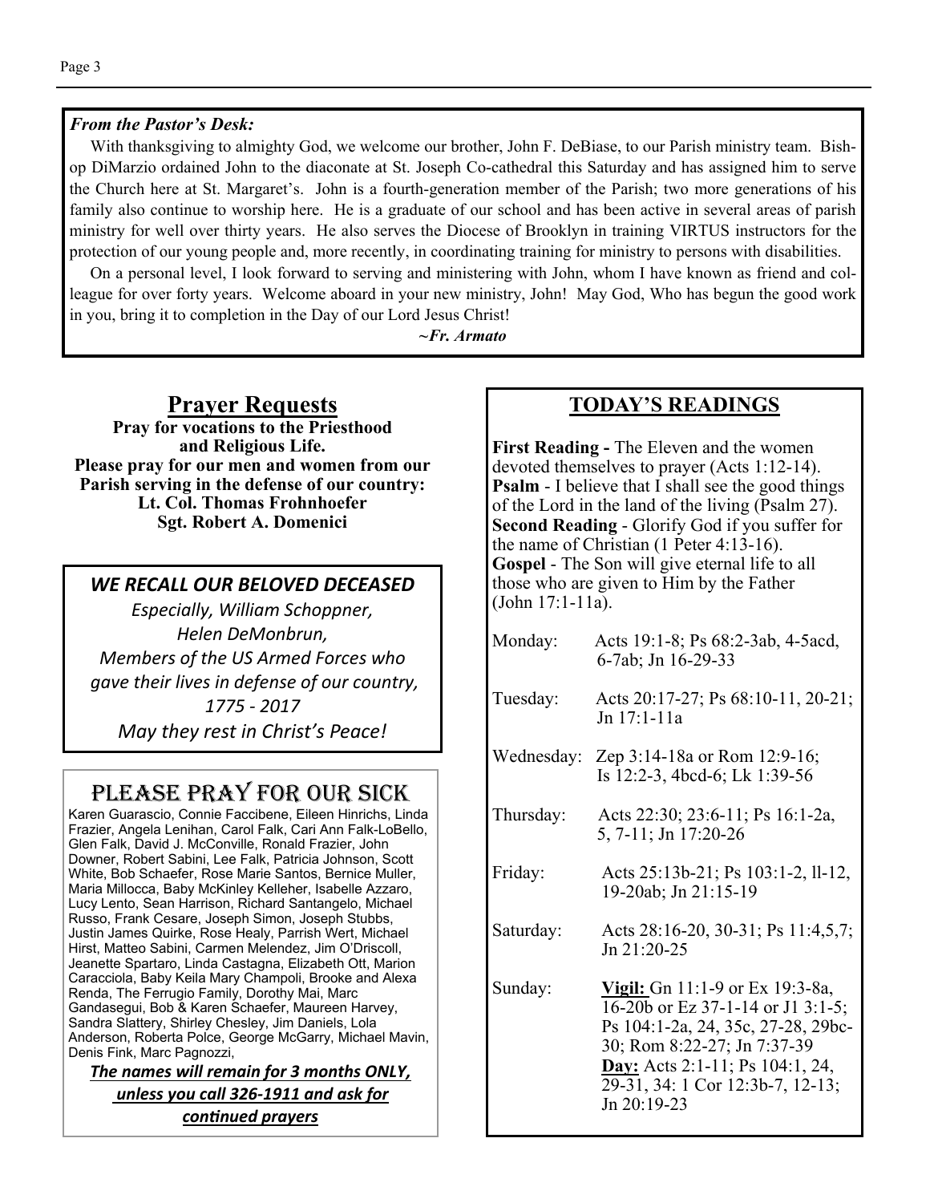*From the Pastor's Desk:*

With thanksgiving to almighty God, we welcome our brother, John F. DeBiase, to our Parish ministry team. Bishop DiMarzio ordained John to the diaconate at St. Joseph Co-cathedral this Saturday and has assigned him to serve the Church here at St. Margaret's. John is a fourth-generation member of the Parish; two more generations of his family also continue to worship here. He is a graduate of our school and has been active in several areas of parish ministry for well over thirty years. He also serves the Diocese of Brooklyn in training VIRTUS instructors for the protection of our young people and, more recently, in coordinating training for ministry to persons with disabilities.

On a personal level, I look forward to serving and ministering with John, whom I have known as friend and colleague for over forty years. Welcome aboard in your new ministry, John! May God, Who has begun the good work in you, bring it to completion in the Day of our Lord Jesus Christ!

*~Fr. Armato*

## Prayer Requests

**Pray for vocations to the Priesthood and Religious Life.**

**Please pray for our men and women from our Parish serving in the defense of our country:**

**Lt. Col. Thomas Frohnhoefer**

**Sgt. Robert A. Domenici**

### *WE RECALL OUR BELOVED DECEASED*

*Especially, William Schoppner,*
*Helen DeMonbrun,*
*Members of the US Armed Forces who gave their lives in defense of our country, 1775 - 2017*
*May they rest in Christ's Peace!*

## Please Pray for Our Sick

Karen Guarascio, Connie Faccibene, Eileen Hinrichs, Linda Frazier, Angela Lenihan, Carol Falk, Cari Ann Falk-LoBello, Glen Falk, David J. McConville, Ronald Frazier, John Downer, Robert Sabini, Lee Falk, Patricia Johnson, Scott White, Bob Schaefer, Rose Marie Santos, Bernice Muller, Maria Millocca, Baby McKinley Kelleher, Isabelle Azzaro, Lucy Lento, Sean Harrison, Richard Santangelo, Michael Russo, Frank Cesare, Joseph Simon, Joseph Stubbs, Justin James Quirke, Rose Healy, Parrish Wert, Michael Hirst, Matteo Sabini, Carmen Melendez, Jim O'Driscoll, Jeanette Spartaro, Linda Castagna, Elizabeth Ott, Marion Caracciola, Baby Keila Mary Champoli, Brooke and Alexa Renda, The Ferrugio Family, Dorothy Mai, Marc Gandasegui, Bob & Karen Schaefer, Maureen Harvey, Sandra Slattery, Shirley Chesley, Jim Daniels, Lola Anderson, Roberta Polce, George McGarry, Michael Mavin, Denis Fink, Marc Pagnozzi,

***The names will remain for 3 months ONLY, unless you call 326-1911 and ask for continued prayers***

## TODAY'S READINGS

**First Reading -** The Eleven and the women devoted themselves to prayer (Acts 1:12-14).
**Psalm** - I believe that I shall see the good things of the Lord in the land of the living (Psalm 27).
**Second Reading** - Glorify God if you suffer for the name of Christian (1 Peter 4:13-16).
**Gospel** - The Son will give eternal life to all those who are given to Him by the Father (John 17:1-11a).

| | |
|---|---|
| Monday: | Acts 19:1-8; Ps 68:2-3ab, 4-5acd, 6-7ab; Jn 16-29-33 |
| Tuesday: | Acts 20:17-27; Ps 68:10-11, 20-21; Jn 17:1-11a |
| Wednesday: | Zep 3:14-18a or Rom 12:9-16; Is 12:2-3, 4bcd-6; Lk 1:39-56 |
| Thursday: | Acts 22:30; 23:6-11; Ps 16:1-2a, 5, 7-11; Jn 17:20-26 |
| Friday: | Acts 25:13b-21; Ps 103:1-2, ll-12, 19-20ab; Jn 21:15-19 |
| Saturday: | Acts 28:16-20, 30-31; Ps 11:4,5,7; Jn 21:20-25 |
| Sunday: | **Vigil:** Gn 11:1-9 or Ex 19:3-8a, 16-20b or Ez 37-1-14 or J1 3:1-5; Ps 104:1-2a, 24, 35c, 27-28, 29bc-30; Rom 8:22-27; Jn 7:37-39 **Day:** Acts 2:1-11; Ps 104:1, 24, 29-31, 34: 1 Cor 12:3b-7, 12-13; Jn 20:19-23 |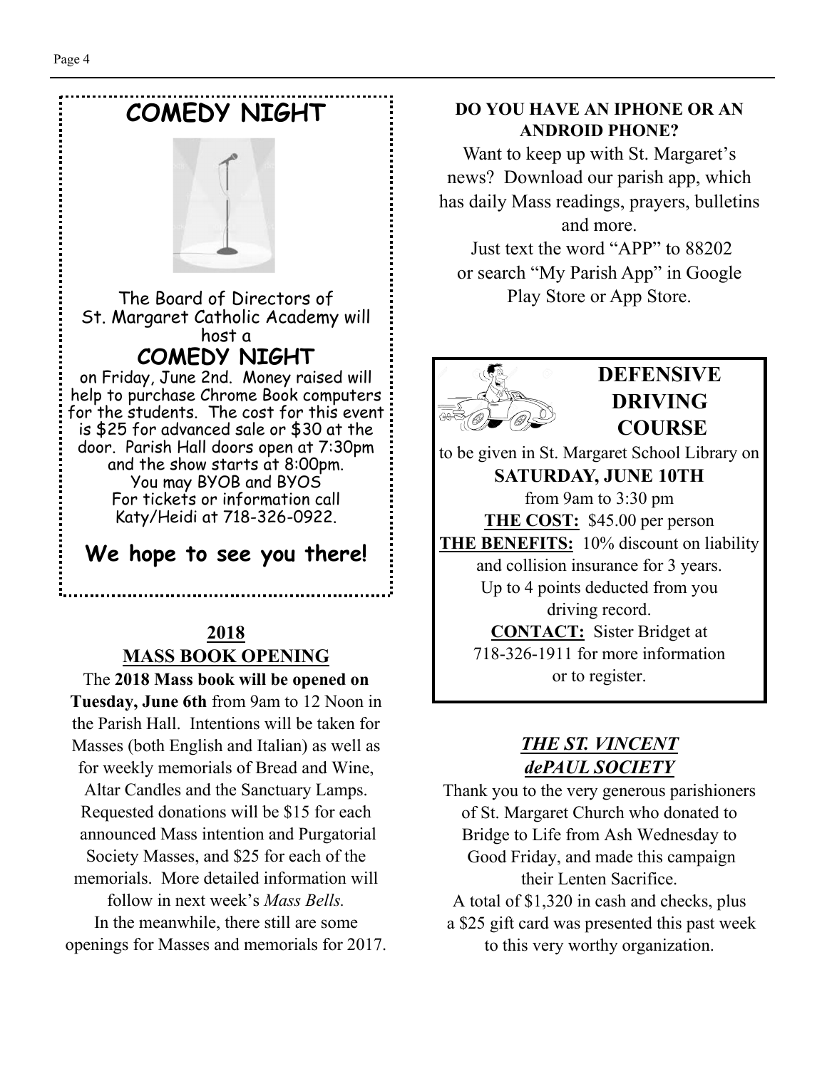## COMEDY NIGHT

The Board of Directors of St. Margaret Catholic Academy will host a

### COMEDY NIGHT

on Friday, June 2nd. Money raised will help to purchase Chrome Book computers for the students. The cost for this event is $25 for advanced sale or $30 at the door. Parish Hall doors open at 7:30pm and the show starts at 8:00pm. You may BYOB and BYOS For tickets or information call Katy/Heidi at 718-326-0922.

**We hope to see you there!**

## 2018 MASS BOOK OPENING

The **2018 Mass book will be opened on Tuesday, June 6th** from 9am to 12 Noon in the Parish Hall. Intentions will be taken for Masses (both English and Italian) as well as for weekly memorials of Bread and Wine, Altar Candles and the Sanctuary Lamps. Requested donations will be $15 for each announced Mass intention and Purgatorial Society Masses, and $25 for each of the memorials. More detailed information will follow in next week's *Mass Bells.*

In the meanwhile, there still are some openings for Masses and memorials for 2017.

**DO YOU HAVE AN IPHONE OR AN ANDROID PHONE?**

Want to keep up with St. Margaret's news? Download our parish app, which has daily Mass readings, prayers, bulletins and more.

Just text the word "APP" to 88202 or search "My Parish App" in Google Play Store or App Store.

## DEFENSIVE DRIVING COURSE

to be given in St. Margaret School Library on

**SATURDAY, JUNE 10TH**

from 9am to 3:30 pm

**THE COST:** $45.00 per person

**THE BENEFITS:** 10% discount on liability and collision insurance for 3 years. Up to 4 points deducted from you driving record.

**CONTACT:** Sister Bridget at 718-326-1911 for more information or to register.

## *THE ST. VINCENT dePAUL SOCIETY*

Thank you to the very generous parishioners of St. Margaret Church who donated to Bridge to Life from Ash Wednesday to Good Friday, and made this campaign their Lenten Sacrifice.

A total of $1,320 in cash and checks, plus a $25 gift card was presented this past week to this very worthy organization.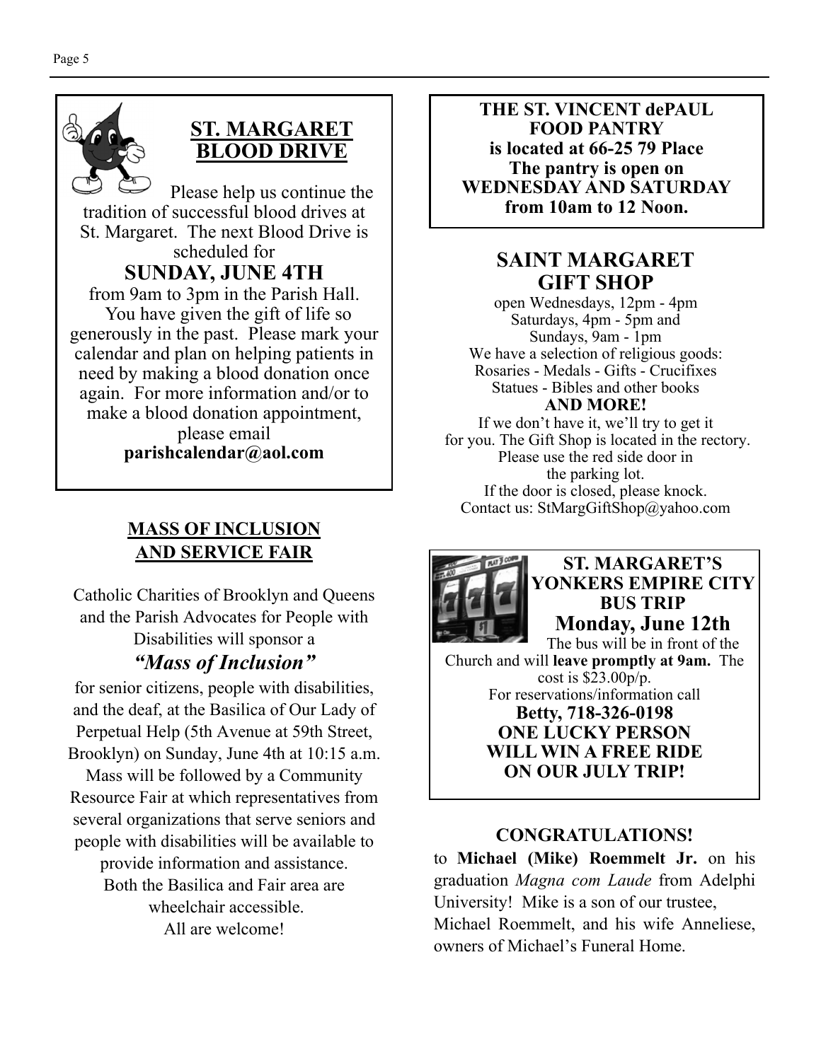## ST. MARGARET BLOOD DRIVE

Please help us continue the tradition of successful blood drives at St. Margaret. The next Blood Drive is scheduled for

**SUNDAY, JUNE 4TH**

from 9am to 3pm in the Parish Hall. You have given the gift of life so generously in the past. Please mark your calendar and plan on helping patients in need by making a blood donation once again. For more information and/or to make a blood donation appointment, please email **parishcalendar@aol.com**

## MASS OF INCLUSION AND SERVICE FAIR

Catholic Charities of Brooklyn and Queens and the Parish Advocates for People with Disabilities will sponsor a

***"Mass of Inclusion"***

for senior citizens, people with disabilities, and the deaf, at the Basilica of Our Lady of Perpetual Help (5th Avenue at 59th Street, Brooklyn) on Sunday, June 4th at 10:15 a.m. Mass will be followed by a Community Resource Fair at which representatives from several organizations that serve seniors and people with disabilities will be available to provide information and assistance. Both the Basilica and Fair area are wheelchair accessible. All are welcome!

**THE ST. VINCENT dePAUL FOOD PANTRY is located at 66-25 79 Place The pantry is open on WEDNESDAY AND SATURDAY from 10am to 12 Noon.**

## SAINT MARGARET GIFT SHOP

open Wednesdays, 12pm - 4pm
Saturdays, 4pm - 5pm and
Sundays, 9am - 1pm
We have a selection of religious goods:
Rosaries - Medals - Gifts - Crucifixes
Statues - Bibles and other books
**AND MORE!**
If we don't have it, we'll try to get it for you. The Gift Shop is located in the rectory. Please use the red side door in the parking lot.
If the door is closed, please knock.
Contact us: StMargGiftShop@yahoo.com

## ST. MARGARET'S YONKERS EMPIRE CITY BUS TRIP

**Monday, June 12th**

The bus will be in front of the Church and will **leave promptly at 9am.** The cost is $23.00p/p.
For reservations/information call
**Betty, 718-326-0198**
**ONE LUCKY PERSON WILL WIN A FREE RIDE ON OUR JULY TRIP!**

## CONGRATULATIONS!

to **Michael (Mike) Roemmelt Jr.** on his graduation *Magna com Laude* from Adelphi University! Mike is a son of our trustee, Michael Roemmelt, and his wife Anneliese, owners of Michael's Funeral Home.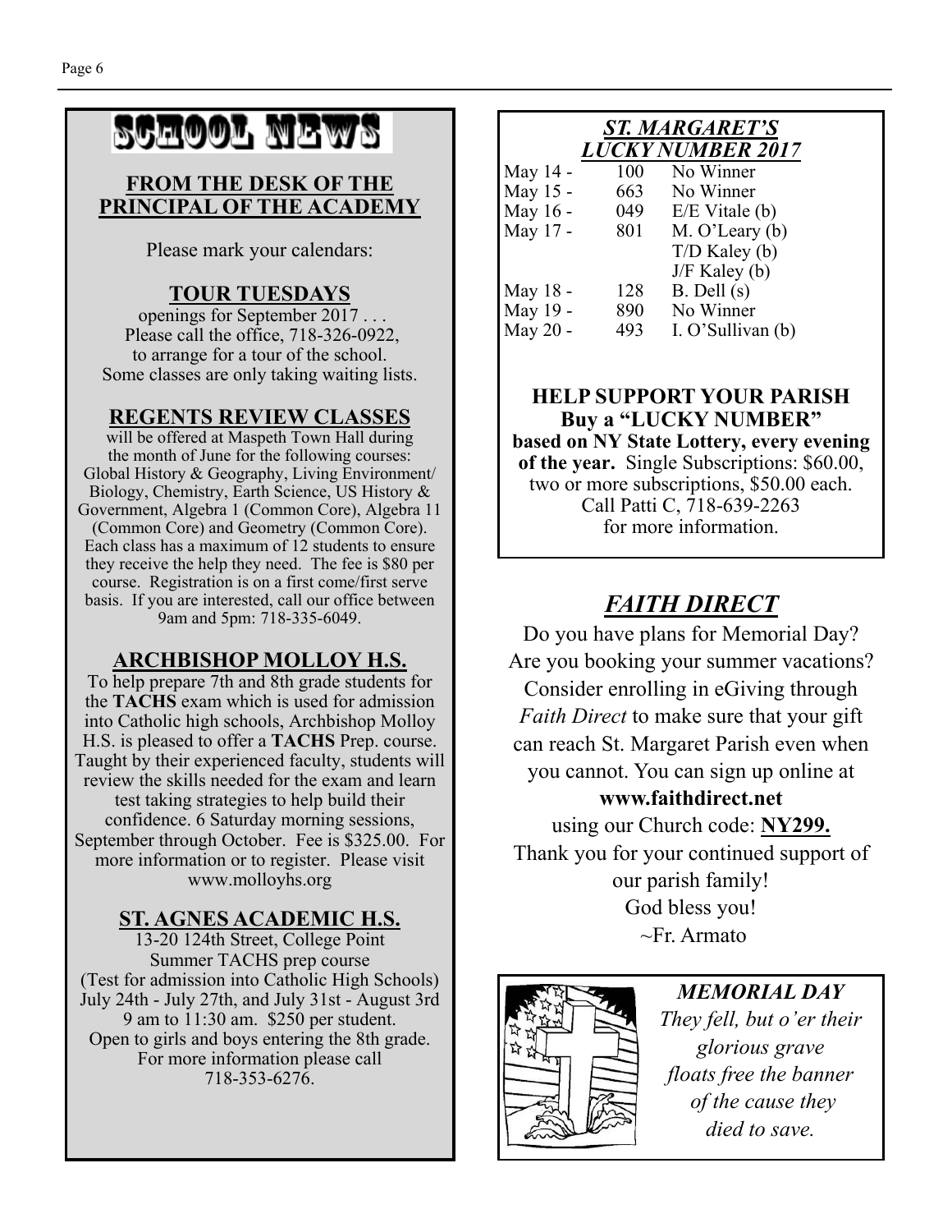# SCHOOL NEWS

## FROM THE DESK OF THE PRINCIPAL OF THE ACADEMY

Please mark your calendars:

### TOUR TUESDAYS

openings for September 2017 . . .
Please call the office, 718-326-0922, to arrange for a tour of the school.
Some classes are only taking waiting lists.

### REGENTS REVIEW CLASSES

will be offered at Maspeth Town Hall during the month of June for the following courses: Global History & Geography, Living Environment/ Biology, Chemistry, Earth Science, US History & Government, Algebra 1 (Common Core), Algebra 11 (Common Core) and Geometry (Common Core). Each class has a maximum of 12 students to ensure they receive the help they need. The fee is $80 per course. Registration is on a first come/first serve basis. If you are interested, call our office between 9am and 5pm: 718-335-6049.

### ARCHBISHOP MOLLOY H.S.

To help prepare 7th and 8th grade students for the **TACHS** exam which is used for admission into Catholic high schools, Archbishop Molloy H.S. is pleased to offer a **TACHS** Prep. course. Taught by their experienced faculty, students will review the skills needed for the exam and learn test taking strategies to help build their confidence. 6 Saturday morning sessions, September through October. Fee is $325.00. For more information or to register. Please visit www.molloyhs.org

### ST. AGNES ACADEMIC H.S.

13-20 124th Street, College Point
Summer TACHS prep course
(Test for admission into Catholic High Schools)
July 24th - July 27th, and July 31st - August 3rd
9 am to 11:30 am. $250 per student.
Open to girls and boys entering the 8th grade.
For more information please call
718-353-6276.

## *ST. MARGARET'S LUCKY NUMBER 2017*

| | | |
|---|---|---|
| May 14 - | 100 | No Winner |
| May 15 - | 663 | No Winner |
| May 16 - | 049 | E/E Vitale (b) |
| May 17 - | 801 | M. O'Leary (b) |
| | | T/D Kaley (b) |
| | | J/F Kaley (b) |
| May 18 - | 128 | B. Dell (s) |
| May 19 - | 890 | No Winner |
| May 20 - | 493 | I. O'Sullivan (b) |

**HELP SUPPORT YOUR PARISH**
**Buy a "LUCKY NUMBER"**
**based on NY State Lottery, every evening of the year.** Single Subscriptions: $60.00, two or more subscriptions, $50.00 each.
Call Patti C, 718-639-2263
for more information.

## *FAITH DIRECT*

Do you have plans for Memorial Day? Are you booking your summer vacations? Consider enrolling in eGiving through *Faith Direct* to make sure that your gift can reach St. Margaret Parish even when you cannot. You can sign up online at
**www.faithdirect.net**
using our Church code: **NY299.**
Thank you for your continued support of our parish family!
God bless you!
~Fr. Armato

***MEMORIAL DAY***

*They fell, but o'er their*
*glorious grave*
*floats free the banner*
*of the cause they*
*died to save.*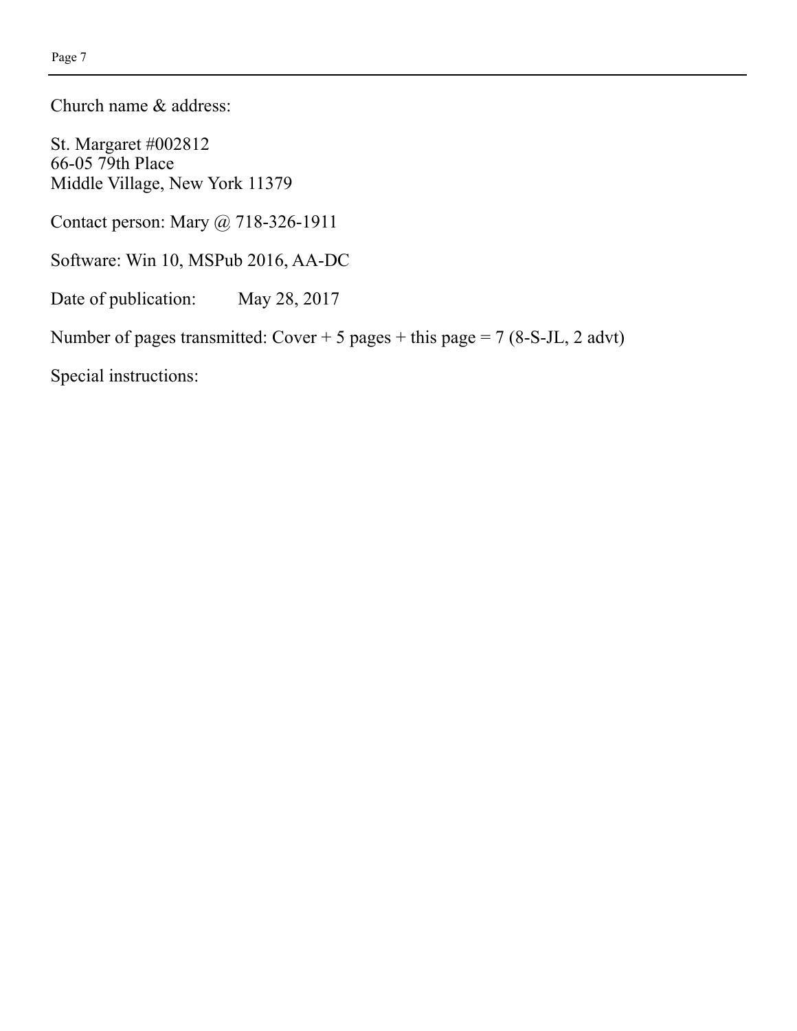Church name & address:

St. Margaret #002812
66-05 79th Place
Middle Village, New York 11379

Contact person: Mary @ 718-326-1911

Software: Win 10, MSPub 2016, AA-DC

Date of publication: May 28, 2017

Number of pages transmitted: Cover + 5 pages + this page = 7 (8-S-JL, 2 advt)

Special instructions: